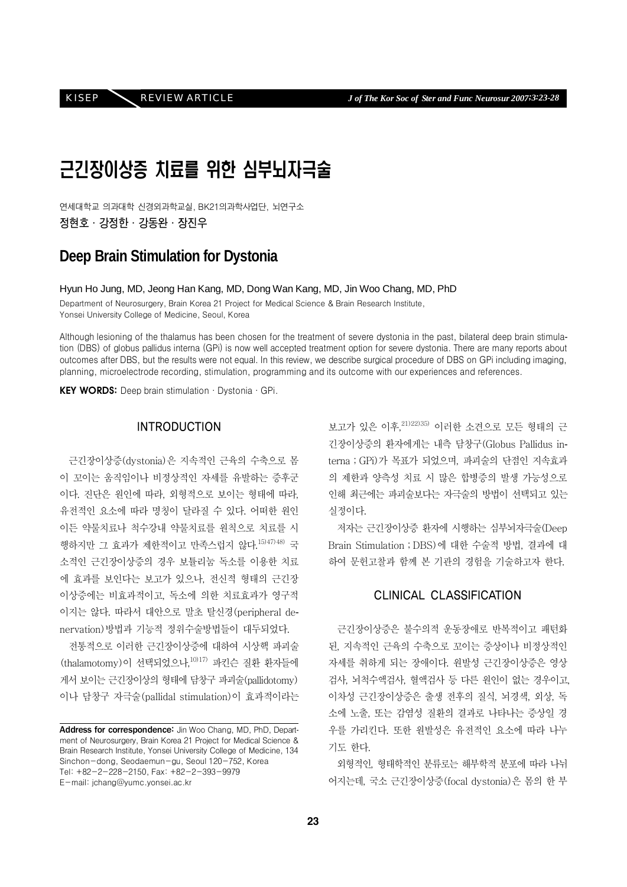# 근긴장이상증 치료를 위한 심부뇌자극술

연세대학교 의과대학 신경외과학교실, BK21의과학사업단, 뇌연구소

**정현호 · 강정한 · 강동완 · 장진우**

# Deep Brain Stimulation for Dystonia

Hyun Ho Jung, MD, Jeong Han Kang, MD, Dong Wan Kang, MD, Jin Woo Chang, MD, PhD

Department of Neurosurgery, Brain Korea 21 Project for Medical Science & Brain Research Institute, Yonsei University College of Medicine, Seoul, Korea

Although lesioning of the thalamus has been chosen for the treatment of severe dystonia in the past, bilateral deep brain stimulation (DBS) of globus pallidus interna (GPi) is now well accepted treatment option for severe dystonia. There are many reports about outcomes after DBS, but the results were not equal. In this review, we describe surgical procedure of DBS on GPi including imaging, planning, microelectrode recording, stimulation, programming and its outcome with our experiences and references.

**KEY WORDS:** Deep brain stimulation · Dystonia · GPi.

## INTRODUCTION

근긴장이상증(dystonia)은 지속적인 근육의 수축으로 몸이 꼬이는 움직임이나 비정상적인 자세를 유발하는 증후군이다. 진단은 원인에 따라, 외형적으로 보이는 형태에 따라, 유전적인 요소에 따라 명칭이 달라질 수 있다. 어떠한 원인이든 약물치료나 척수강내 약물치료를 원칙으로 치료를 시행하지만 그 효과가 제한적이고 만족스럽지 않다.[15)47)48)] 국소적인 근긴장이상증의 경우 보툴리눔 독소를 이용한 치료에 효과를 보인다는 보고가 있으나, 전신적 형태의 근긴장이상증에는 비효과적이고, 독소에 의한 치료효과가 영구적이지는 않다. 따라서 대안으로 말초 탈신경(peripheral denervation)방법과 기능적 정위수술방법들이 대두되었다.

전통적으로 이러한 근긴장이상증에 대하여 시상핵 파괴술(thalamotomy)이 선택되었으나,[10)17)] 파킨슨 질환 환자들에게서 보이는 근긴장이상의 형태에 담창구 파괴술(pallidotomy)이나 담창구 자극술(pallidal stimulation)이 효과적이라는 보고가 있은 이후,[21)22)35)] 이러한 소견으로 모든 형태의 근긴장이상증의 환자에게는 내측 담창구(Globus Pallidus interna ; GPi)가 목표가 되었으며, 파괴술의 단점인 지속효과의 제한과 양측성 치료 시 많은 합병증의 발생 가능성으로 인해 최근에는 파괴술보다는 자극술의 방법이 선택되고 있는 실정이다.

저자는 근긴장이상증 환자에게 시행하는 심부뇌자극술(Deep Brain Stimulation ; DBS)에 대한 수술적 방법, 결과에 대하여 문헌고찰과 함께 본 기관의 경험을 기술하고자 한다.

## CLINICAL CLASSIFICATION

근긴장이상증은 불수의적 운동장애로 반복적이고 패턴화된, 지속적인 근육의 수축으로 꼬이는 증상이나 비정상적인 자세를 취하게 되는 장애이다. 원발성 근긴장이상증은 영상검사, 뇌척수액검사, 혈액검사 등 다른 원인이 없는 경우이고, 이차성 근긴장이상증은 출생 전후의 질식, 뇌경색, 외상, 독소에 노출, 또는 감염성 질환의 결과로 나타나는 증상일 경우를 가리킨다. 또한 원발성은 유전적인 요소에 따라 나누기도 한다.

외형적인, 형태학적인 분류로는 해부학적 분포에 따라 나뉘어지는데, 국소 근긴장이상증(focal dystonia)은 몸의 한 부

**Address for correspondence:** Jin Woo Chang, MD, PhD, Department of Neurosurgery, Brain Korea 21 Project for Medical Science & Brain Research Institute, Yonsei University College of Medicine, 134 Sinchon-dong, Seodaemun-gu, Seoul 120-752, Korea
Tel: +82-2-228-2150, Fax: +82-2-393-9979
E-mail: jchang@yumc.yonsei.ac.kr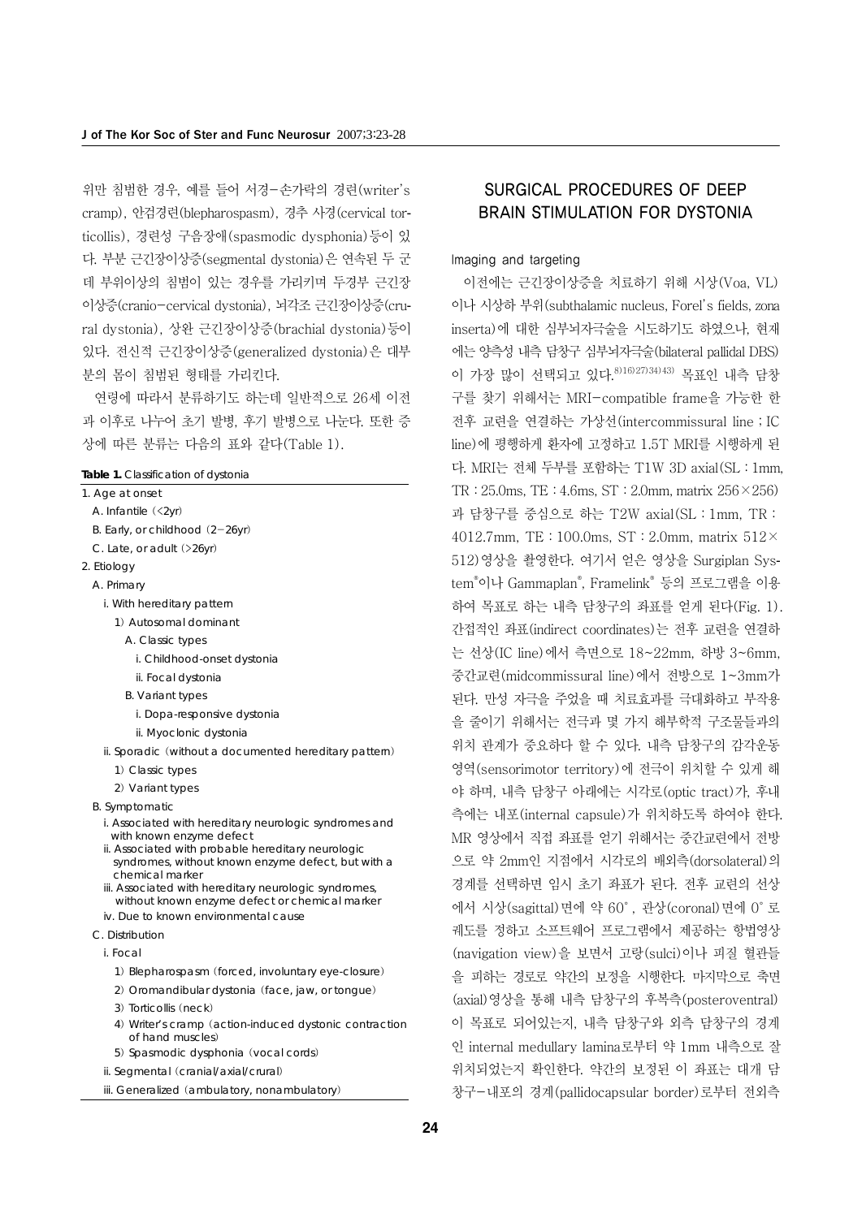위만 침범한 경우, 예를 들어 서경-손가락의 경련(writer's cramp), 안검경련(blepharospasm), 경추 사경(cervical torticollis), 경련성 구음장애(spasmodic dysphonia)등이 있다. 부분 근긴장이상증(segmental dystonia)은 연속된 두 군데 부위이상의 침범이 있는 경우를 가리키며 두경부 근긴장이상증(cranio-cervical dystonia), 뇌각조 근긴장이상증(crural dystonia), 상완 근긴장이상증(brachial dystonia)등이 있다. 전신적 근긴장이상증(generalized dystonia)은 대부분의 몸이 침범된 형태를 가리킨다.

연령에 따라서 분류하기도 하는데 일반적으로 26세 이전과 이후로 나누어 초기 발병, 후기 발병으로 나눈다. 또한 증상에 따른 분류는 다음의 표와 같다(Table 1).

**Table 1.** Classification of dystonia

1. Age at onset
   - A. Infantile (<2yr)
   - B. Early, or childhood (2-26yr)
   - C. Late, or adult (>26yr)
2. Etiology
   - A. Primary
     - i. With hereditary pattern
       - 1) Autosomal dominant
         - A. Classic types
           - i. Childhood-onset dystonia
           - ii. Focal dystonia
         - B. Variant types
           - i. Dopa-responsive dystonia
           - ii. Myoclonic dystonia
     - ii. Sporadic (without a documented hereditary pattern)
       - 1) Classic types
       - 2) Variant types
   - B. Symptomatic
     - i. Associated with hereditary neurologic syndromes and with known enzyme defect
     - ii. Associated with probable hereditary neurologic syndromes, without known enzyme defect, but with a chemical marker
     - iii. Associated with hereditary neurologic syndromes, without known enzyme defect or chemical marker
     - iv. Due to known environmental cause
   - C. Distribution
     - i. Focal
       - 1) Blepharospasm (forced, involuntary eye-closure)
       - 2) Oromandibular dystonia (face, jaw, or tongue)
       - 3) Torticollis (neck)
       - 4) Writer's cramp (action-induced dystonic contraction of hand muscles)
       - 5) Spasmodic dysphonia (vocal cords)
     - ii. Segmental (cranial/axial/crural)
     - iii. Generalized (ambulatory, nonambulatory)

## SURGICAL PROCEDURES OF DEEP BRAIN STIMULATION FOR DYSTONIA

### Imaging and targeting

이전에는 근긴장이상증을 치료하기 위해 시상(Voa, VL)이나 시상하 부위(subthalamic nucleus, Forel's fields, zona inserta)에 대한 심부뇌자극술을 시도하기도 하였으나, 현재에는 양측성 내측 담창구 심부뇌자극술(bilateral pallidal DBS)이 가장 많이 선택되고 있다.[8,16,27,34,43] 목표인 내측 담창구를 찾기 위해서는 MRI-compatible frame을 가능한 한 전후 교련을 연결하는 가상선(intercommissural line ; IC line)에 평행하게 환자에 고정하고 1.5T MRI를 시행하게 된다. MRI는 전체 두부를 포함하는 T1W 3D axial(SL : 1mm, TR : 25.0ms, TE : 4.6ms, ST : 2.0mm, matrix 256×256)과 담창구를 중심으로 하는 T2W axial(SL : 1mm, TR : 4012.7mm, TE : 100.0ms, ST : 2.0mm, matrix 512×512)영상을 촬영한다. 여기서 얻은 영상을 Surgiplan System®이나 Gammaplan®, Framelink® 등의 프로그램을 이용하여 목표로 하는 내측 담창구의 좌표를 얻게 된다(Fig. 1). 간접적인 좌표(indirect coordinates)는 전후 교련을 연결하는 선상(IC line)에서 측면으로 18~22mm, 하방 3~6mm, 중간교련(midcommissural line)에서 전방으로 1~3mm가 된다. 만성 자극을 주었을 때 치료효과를 극대화하고 부작용을 줄이기 위해서는 전극과 몇 가지 해부학적 구조물들과의 위치 관계가 중요하다 할 수 있다. 내측 담창구의 감각운동 영역(sensorimotor territory)에 전극이 위치할 수 있게 해야 하며, 내측 담창구 아래에는 시각로(optic tract)가, 후내측에는 내포(internal capsule)가 위치하도록 하여야 한다. MR 영상에서 직접 좌표를 얻기 위해서는 중간교련에서 전방으로 약 2mm인 지점에서 시각로의 배외측(dorsolateral)의 경계를 선택하면 임시 초기 좌표가 된다. 전후 교련의 선상에서 시상(sagittal)면에 약 60°, 관상(coronal)면에 0°로 궤도를 정하고 소프트웨어 프로그램에서 제공하는 항법영상(navigation view)을 보면서 고랑(sulci)이나 피질 혈관들을 피하는 경로로 약간의 보정을 시행한다. 마지막으로 축면(axial)영상을 통해 내측 담창구의 후복측(posteroventral)이 목표로 되어있는지, 내측 담창구와 외측 담창구의 경계인 internal medullary lamina로부터 약 1mm 내측으로 잘 위치되었는지 확인한다. 약간의 보정된 이 좌표는 대개 담창구-내포의 경계(pallidocapsular border)로부터 전외측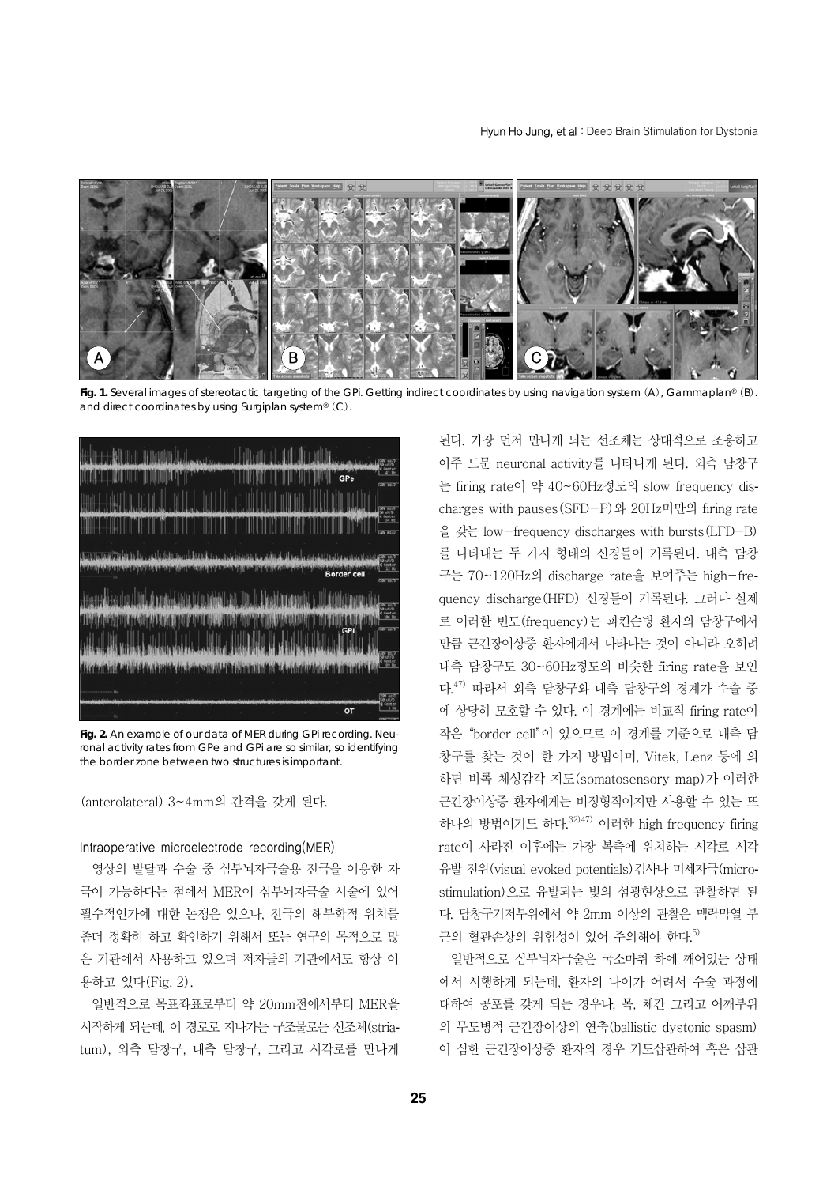Fig. 1. Several images of stereotactic targeting of the GPi. Getting indirect coordinates by using navigation system (A), Gammaplan® (B). and direct coordinates by using Surgiplan system® (C).

Fig. 2. An example of our data of MER during GPi recording. Neuronal activity rates from GPe and GPi are so similar, so identifying the border zone between two structures is important.

(anterolateral) 3~4mm의 간격을 갖게 된다.

### Intraoperative microelectrode recording(MER)

영상의 발달과 수술 중 심부뇌자극술용 전극을 이용한 자극이 가능하다는 점에서 MER이 심부뇌자극술 시술에 있어 필수적인가에 대한 논쟁은 있으나, 전극의 해부학적 위치를 좀더 정확히 하고 확인하기 위해서 또는 연구의 목적으로 많은 기관에서 사용하고 있으며 저자들의 기관에서도 항상 이용하고 있다(Fig. 2).

일반적으로 목표좌표로부터 약 20mm전에서부터 MER을 시작하게 되는데, 이 경로로 지나가는 구조물로는 선조체(striatum), 외측 담창구, 내측 담창구, 그리고 시각로를 만나게 된다. 가장 먼저 만나게 되는 선조체는 상대적으로 조용하고 아주 드문 neuronal activity를 나타나게 된다. 외측 담창구는 firing rate이 약 40~60Hz정도의 slow frequency discharges with pauses(SFD-P)와 20Hz미만의 firing rate을 갖는 low-frequency discharges with bursts(LFD-B)를 나타내는 두 가지 형태의 신경들이 기록된다. 내측 담창구는 70~120Hz의 discharge rate을 보여주는 high-frequency discharge(HFD) 신경들이 기록된다. 그러나 실제로 이러한 빈도(frequency)는 파킨슨병 환자의 담창구에서 만큼 근긴장이상증 환자에게서 나타나는 것이 아니라 오히려 내측 담창구도 30~60Hz정도의 비슷한 firing rate을 보인다.[47] 따라서 외측 담창구와 내측 담창구의 경계가 수술 중에 상당히 모호할 수 있다. 이 경계에는 비교적 firing rate이 작은 "border cell"이 있으므로 이 경계를 기준으로 내측 담창구를 찾는 것이 한 가지 방법이며, Vitek, Lenz 등에 의하면 비록 체성감각 지도(somatosensory map)가 이러한 근긴장이상증 환자에게는 비정형적이지만 사용할 수 있는 또 하나의 방법이기도 하다.[32,47] 이러한 high frequency firing rate이 사라진 이후에는 가장 복측에 위치하는 시각로 시각 유발 전위(visual evoked potentials)검사나 미세자극(microstimulation)으로 유발되는 빛의 섬광현상으로 관찰하면 된다. 담창구기저부위에서 약 2mm 이상의 관찰은 맥락막열 부근의 혈관손상의 위험성이 있어 주의해야 한다.[5]

일반적으로 심부뇌자극술은 국소마취 하에 깨어있는 상태에서 시행하게 되는데, 환자의 나이가 어려서 수술 과정에 대하여 공포를 갖게 되는 경우나, 목, 체간 그리고 어깨부위의 무도병적 근긴장이상의 연축(ballistic dystonic spasm)이 심한 근긴장이상증 환자의 경우 기도삽관하여 혹은 삽관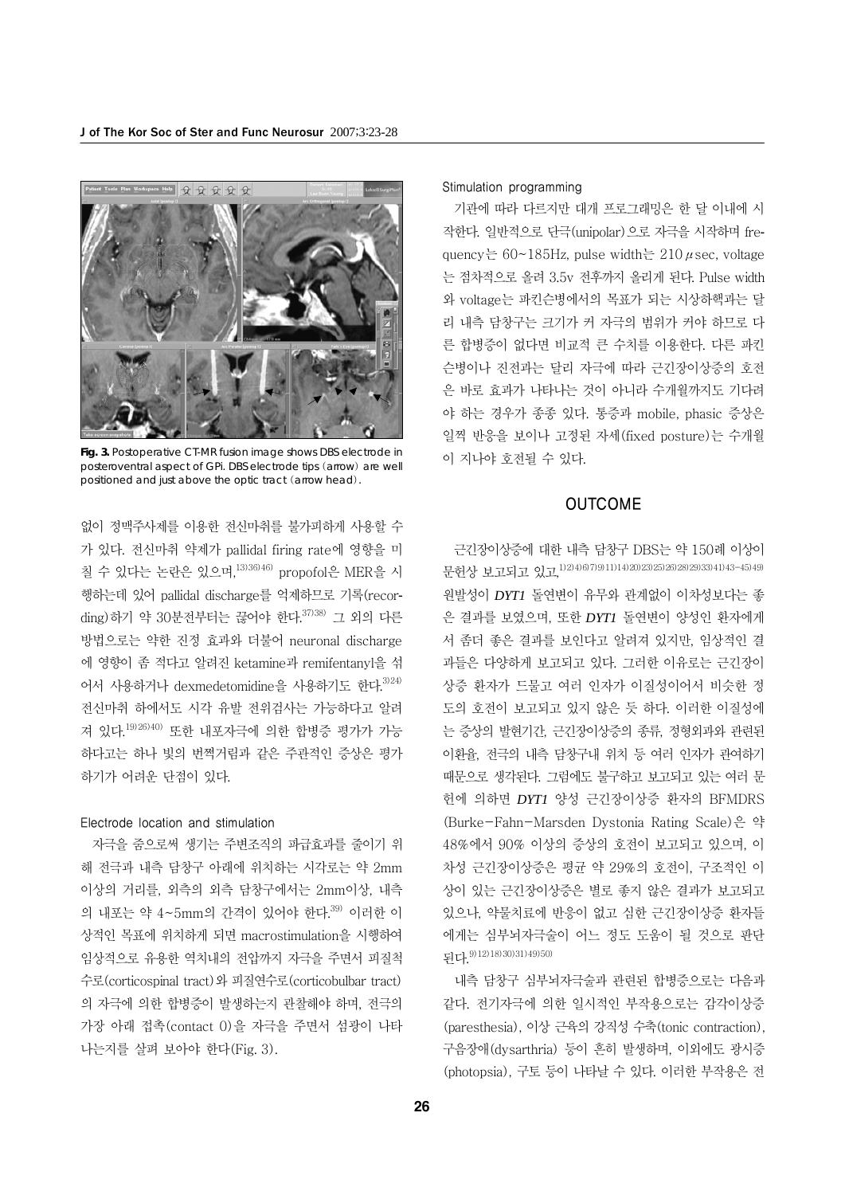**Fig. 3.** Postoperative CT-MR fusion image shows DBS electrode in posteroventral aspect of GPi. DBS electrode tips (arrow) are well positioned and just above the optic tract (arrow head).

없이 정맥주사제를 이용한 전신마취를 불가피하게 사용할 수가 있다. 전신마취 약제가 pallidal firing rate에 영향을 미칠 수 있다는 논란은 있으며,[13)36)46)] propofol은 MER을 시행하는데 있어 pallidal discharge를 억제하므로 기록(recording)하기 약 30분전부터는 끊어야 한다.[37)38)] 그 외의 다른 방법으로는 약한 진정 효과와 더불어 neuronal discharge에 영향이 좀 적다고 알려진 ketamine과 remifentanyl을 섞어서 사용하거나 dexmedetomidine을 사용하기도 한다.[3)24)] 전신마취 하에서도 시각 유발 전위검사는 가능하다고 알려져 있다.[19)26)40)] 또한 내포자극에 의한 합병증 평가가 가능하다고는 하나 빛의 번쩍거림과 같은 주관적인 증상은 평가하기가 어려운 단점이 있다.

### Electrode location and stimulation

자극을 줌으로써 생기는 주변조직의 파급효과를 줄이기 위해 전극과 내측 담창구 아래에 위치하는 시각로는 약 2mm 이상의 거리를, 외측의 외측 담창구에서는 2mm이상, 내측의 내포는 약 4~5mm의 간격이 있어야 한다.[39)] 이러한 이상적인 목표에 위치하게 되면 macrostimulation을 시행하여 임상적으로 유용한 역치내의 전압까지 자극을 주면서 피질척수로(corticospinal tract)와 피질연수로(corticobulbar tract)의 자극에 의한 합병증이 발생하는지 관찰해야 하며, 전극의 가장 아래 접촉(contact 0)을 자극을 주면서 섬광이 나타나는지를 살펴 보아야 한다(Fig. 3).

### Stimulation programming

기관에 따라 다르지만 대개 프로그래밍은 한 달 이내에 시작한다. 일반적으로 단극(unipolar)으로 자극을 시작하며 frequency는 60~185Hz, pulse width는 210$\mu$sec, voltage는 점차적으로 올려 3.5v 전후까지 올리게 된다. Pulse width와 voltage는 파킨슨병에서의 목표가 되는 시상하핵과는 달리 내측 담창구는 크기가 커 자극의 범위가 커야 하므로 다른 합병증이 없다면 비교적 큰 수치를 이용한다. 다른 파킨슨병이나 진전과는 달리 자극에 따라 근긴장이상증의 호전은 바로 효과가 나타나는 것이 아니라 수개월까지도 기다려야 하는 경우가 종종 있다. 통증과 mobile, phasic 증상은 일찍 반응을 보이나 고정된 자세(fixed posture)는 수개월이 지나야 호전될 수 있다.

## OUTCOME

근긴장이상증에 대한 내측 담창구 DBS는 약 150례 이상이 문헌상 보고되고 있고,[1)2)4)6)7)9)11)14)20)23)25)26)28)29)33)41)43-45)49)] 원발성이 *DYT1* 돌연변이 유무와 관계없이 이차성보다는 좋은 결과를 보였으며, 또한 *DYT1* 돌연변이가 양성인 환자에게서 좀더 좋은 결과를 보인다고 알려져 있지만, 임상적인 결과들은 다양하게 보고되고 있다. 그러한 이유로는 근긴장이상증 환자가 드물고 여러 인자가 이질성이어서 비슷한 정도의 호전이 보고되고 있지 않은 듯 하다. 이러한 이질성에는 증상의 발현기간, 근긴장이상증의 종류, 정형외과와 관련된 이환율, 전극의 내측 담창구내 위치 등 여러 인자가 관여하기 때문으로 생각된다. 그럼에도 불구하고 보고되고 있는 여러 문헌에 의하면 *DYT1* 양성 근긴장이상증 환자의 BFMDRS (Burke-Fahn-Marsden Dystonia Rating Scale)은 약 48%에서 90% 이상의 증상의 호전이 보고되고 있으며, 이차성 근긴장이상증은 평균 약 29%의 호전이, 구조적인 이상이 있는 근긴장이상증은 별로 좋지 않은 결과가 보고되고 있으나, 약물치료에 반응이 없고 심한 근긴장이상증 환자들에게는 심부뇌자극술이 어느 정도 도움이 될 것으로 판단된다.[9)12)18)30)31)49)50)]

내측 담창구 심부뇌자극술과 관련된 합병증으로는 다음과 같다. 전기자극에 의한 일시적인 부작용으로는 감각이상증(paresthesia), 이상 근육의 강직성 수축(tonic contraction), 구음장애(dysarthria) 등이 흔히 발생하며, 이외에도 광시증(photopsia), 구토 등이 나타날 수 있다. 이러한 부작용은 전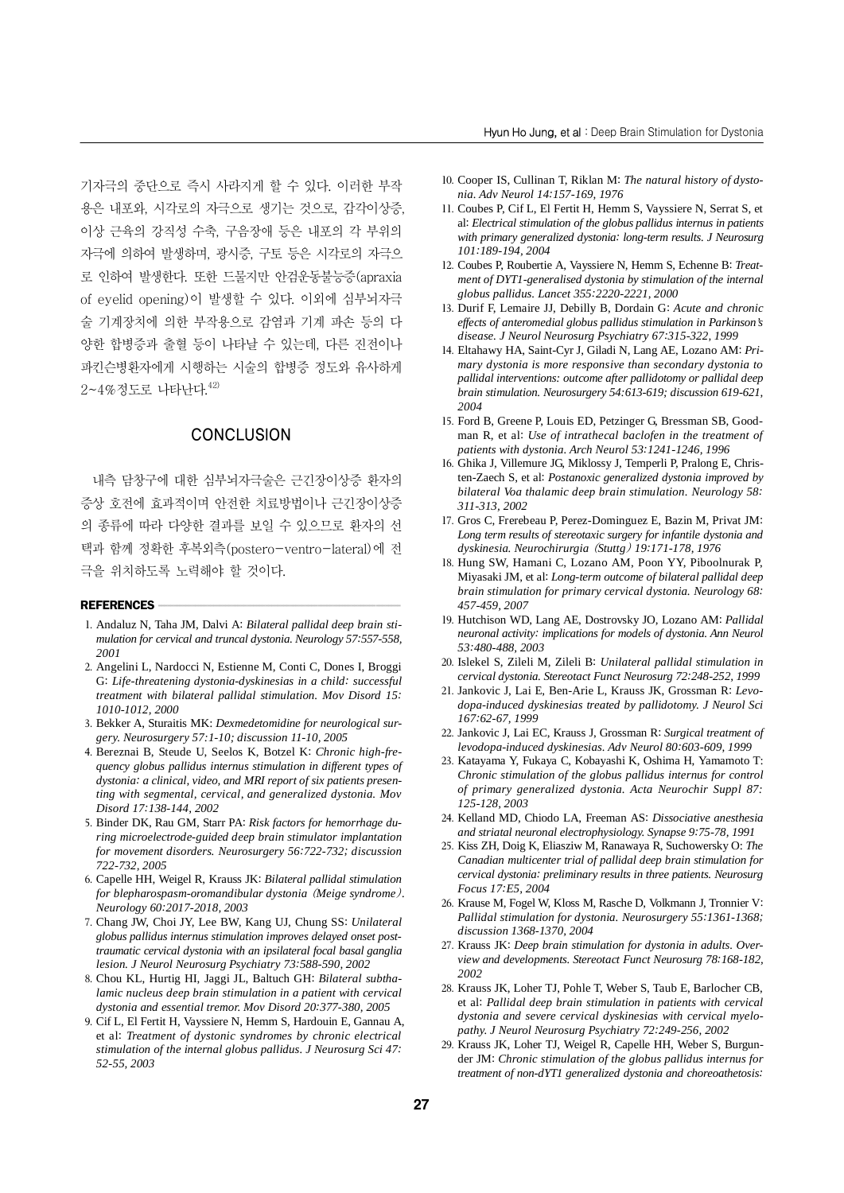기자극의 중단으로 즉시 사라지게 할 수 있다. 이러한 부작용은 내포와, 시각로의 자극으로 생기는 것으로, 감각이상증, 이상 근육의 강직성 수축, 구음장애 등은 내포의 각 부위의 자극에 의하여 발생하며, 광시증, 구토 등은 시각로의 자극으로 인하여 발생한다. 또한 드물지만 안검운동불능증(apraxia of eyelid opening)이 발생할 수 있다. 이외에 심부뇌자극술 기계장치에 의한 부작용으로 감염과 기계 파손 등의 다양한 합병증과 출혈 등이 나타날 수 있는데, 다른 진전이나 파킨슨병환자에게 시행하는 시술의 합병증 정도와 유사하게 2~4%정도로 나타난다.[42]

## CONCLUSION

내측 담창구에 대한 심부뇌자극술은 근긴장이상증 환자의 증상 호전에 효과적이며 안전한 치료방법이나 근긴장이상증의 종류에 따라 다양한 결과를 보일 수 있으므로 환자의 선택과 함께 정확한 후복외측(postero-ventro-lateral)에 전극을 위치하도록 노력해야 할 것이다.

## REFERENCES

1. Andaluz N, Taha JM, Dalvi A: *Bilateral pallidal deep brain stimulation for cervical and truncal dystonia. Neurology 57:557-558, 2001*
2. Angelini L, Nardocci N, Estienne M, Conti C, Dones I, Broggi G: *Life-threatening dystonia-dyskinesias in a child: successful treatment with bilateral pallidal stimulation. Mov Disord 15: 1010-1012, 2000*
3. Bekker A, Sturaitis MK: *Dexmedetomidine for neurological surgery. Neurosurgery 57:1-10; discussion 11-10, 2005*
4. Bereznai B, Steude U, Seelos K, Botzel K: *Chronic high-frequency globus pallidus internus stimulation in different types of dystonia: a clinical, video, and MRI report of six patients presenting with segmental, cervical, and generalized dystonia. Mov Disord 17:138-144, 2002*
5. Binder DK, Rau GM, Starr PA: *Risk factors for hemorrhage during microelectrode-guided deep brain stimulator implantation for movement disorders. Neurosurgery 56:722-732; discussion 722-732, 2005*
6. Capelle HH, Weigel R, Krauss JK: *Bilateral pallidal stimulation for blepharospasm-oromandibular dystonia (Meige syndrome). Neurology 60:2017-2018, 2003*
7. Chang JW, Choi JY, Lee BW, Kang UJ, Chung SS: *Unilateral globus pallidus internus stimulation improves delayed onset post-traumatic cervical dystonia with an ipsilateral focal basal ganglia lesion. J Neurol Neurosurg Psychiatry 73:588-590, 2002*
8. Chou KL, Hurtig HI, Jaggi JL, Baltuch GH: *Bilateral subthalamic nucleus deep brain stimulation in a patient with cervical dystonia and essential tremor. Mov Disord 20:377-380, 2005*
9. Cif L, El Fertit H, Vayssiere N, Hemm S, Hardouin E, Gannau A, et al: *Treatment of dystonic syndromes by chronic electrical stimulation of the internal globus pallidus. J Neurosurg Sci 47: 52-55, 2003*
10. Cooper IS, Cullinan T, Riklan M: *The natural history of dystonia. Adv Neurol 14:157-169, 1976*
11. Coubes P, Cif L, El Fertit H, Hemm S, Vayssiere N, Serrat S, et al: *Electrical stimulation of the globus pallidus internus in patients with primary generalized dystonia: long-term results. J Neurosurg 101:189-194, 2004*
12. Coubes P, Roubertie A, Vayssiere N, Hemm S, Echenne B: *Treatment of DYT1-generalised dystonia by stimulation of the internal globus pallidus. Lancet 355:2220-2221, 2000*
13. Durif F, Lemaire JJ, Debilly B, Dordain G: *Acute and chronic effects of anteromedial globus pallidus stimulation in Parkinson's disease. J Neurol Neurosurg Psychiatry 67:315-322, 1999*
14. Eltahawy HA, Saint-Cyr J, Giladi N, Lang AE, Lozano AM: *Primary dystonia is more responsive than secondary dystonia to pallidal interventions: outcome after pallidotomy or pallidal deep brain stimulation. Neurosurgery 54:613-619; discussion 619-621, 2004*
15. Ford B, Greene P, Louis ED, Petzinger G, Bressman SB, Goodman R, et al: *Use of intrathecal baclofen in the treatment of patients with dystonia. Arch Neurol 53:1241-1246, 1996*
16. Ghika J, Villemure JG, Miklossy J, Temperli P, Pralong E, Christen-Zaech S, et al: *Postanoxic generalized dystonia improved by bilateral Voa thalamic deep brain stimulation. Neurology 58: 311-313, 2002*
17. Gros C, Frerebeau P, Perez-Dominguez E, Bazin M, Privat JM: *Long term results of stereotaxic surgery for infantile dystonia and dyskinesia. Neurochirurgia (Stuttg) 19:171-178, 1976*
18. Hung SW, Hamani C, Lozano AM, Poon YY, Piboolnurak P, Miyasaki JM, et al: *Long-term outcome of bilateral pallidal deep brain stimulation for primary cervical dystonia. Neurology 68: 457-459, 2007*
19. Hutchison WD, Lang AE, Dostrovsky JO, Lozano AM: *Pallidal neuronal activity: implications for models of dystonia. Ann Neurol 53:480-488, 2003*
20. Islekel S, Zileli M, Zileli B: *Unilateral pallidal stimulation in cervical dystonia. Stereotact Funct Neurosurg 72:248-252, 1999*
21. Jankovic J, Lai E, Ben-Arie L, Krauss JK, Grossman R: *Levodopa-induced dyskinesias treated by pallidotomy. J Neurol Sci 167:62-67, 1999*
22. Jankovic J, Lai EC, Krauss J, Grossman R: *Surgical treatment of levodopa-induced dyskinesias. Adv Neurol 80:603-609, 1999*
23. Katayama Y, Fukaya C, Kobayashi K, Oshima H, Yamamoto T: *Chronic stimulation of the globus pallidus internus for control of primary generalized dystonia. Acta Neurochir Suppl 87: 125-128, 2003*
24. Kelland MD, Chiodo LA, Freeman AS: *Dissociative anesthesia and striatal neuronal electrophysiology. Synapse 9:75-78, 1991*
25. Kiss ZH, Doig K, Eliasziw M, Ranawaya R, Suchowersky O: *The Canadian multicenter trial of pallidal deep brain stimulation for cervical dystonia: preliminary results in three patients. Neurosurg Focus 17:E5, 2004*
26. Krause M, Fogel W, Kloss M, Rasche D, Volkmann J, Tronnier V: *Pallidal stimulation for dystonia. Neurosurgery 55:1361-1368; discussion 1368-1370, 2004*
27. Krauss JK: *Deep brain stimulation for dystonia in adults. Overview and developments. Stereotact Funct Neurosurg 78:168-182, 2002*
28. Krauss JK, Loher TJ, Pohle T, Weber S, Taub E, Barlocher CB, et al: *Pallidal deep brain stimulation in patients with cervical dystonia and severe cervical dyskinesias with cervical myelopathy. J Neurol Neurosurg Psychiatry 72:249-256, 2002*
29. Krauss JK, Loher TJ, Weigel R, Capelle HH, Weber S, Burgunder JM: *Chronic stimulation of the globus pallidus internus for treatment of non-dYT1 generalized dystonia and choreoathetosis:*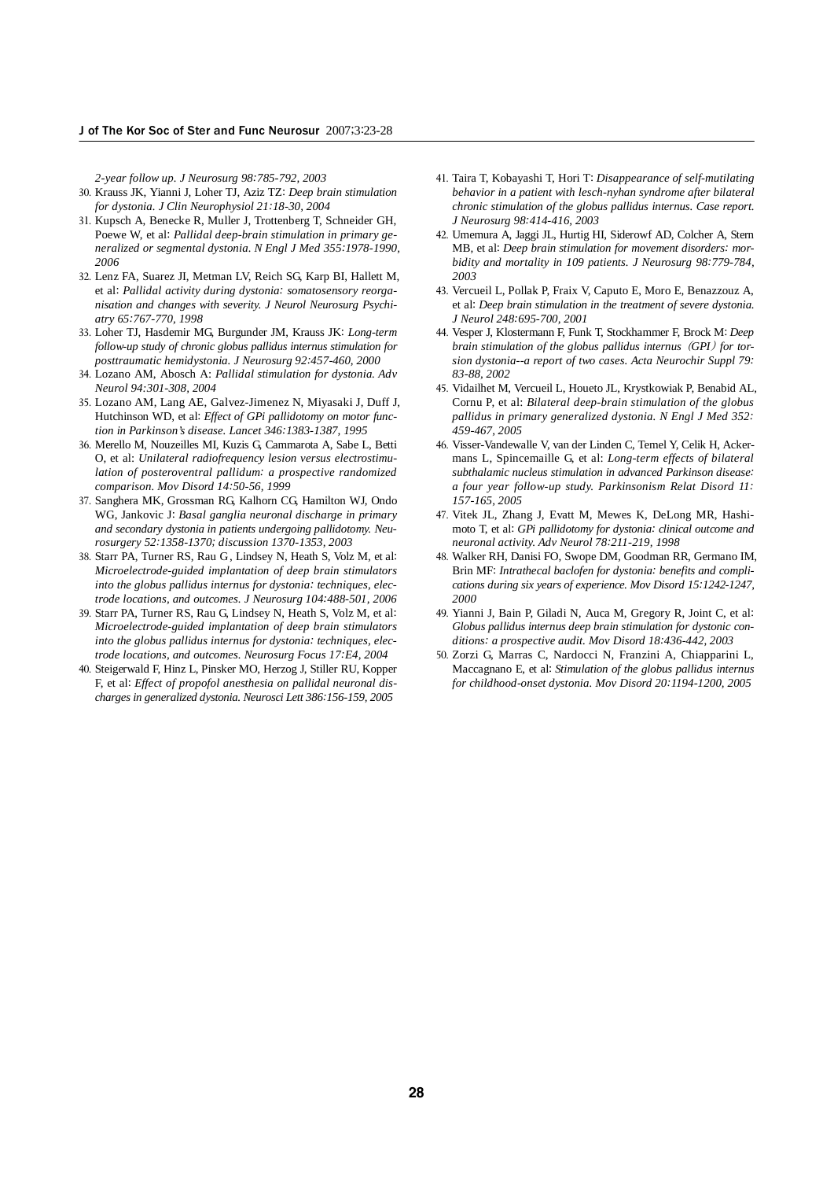*2-year follow up. J Neurosurg 98:785-792, 2003*

30. Krauss JK, Yianni J, Loher TJ, Aziz TZ: *Deep brain stimulation for dystonia. J Clin Neurophysiol 21:18-30, 2004*
31. Kupsch A, Benecke R, Muller J, Trottenberg T, Schneider GH, Poewe W, et al: *Pallidal deep-brain stimulation in primary generalized or segmental dystonia. N Engl J Med 355:1978-1990, 2006*
32. Lenz FA, Suarez JI, Metman LV, Reich SG, Karp BI, Hallett M, et al: *Pallidal activity during dystonia: somatosensory reorganisation and changes with severity. J Neurol Neurosurg Psychiatry 65:767-770, 1998*
33. Loher TJ, Hasdemir MG, Burgunder JM, Krauss JK: *Long-term follow-up study of chronic globus pallidus internus stimulation for posttraumatic hemidystonia. J Neurosurg 92:457-460, 2000*
34. Lozano AM, Abosch A: *Pallidal stimulation for dystonia. Adv Neurol 94:301-308, 2004*
35. Lozano AM, Lang AE, Galvez-Jimenez N, Miyasaki J, Duff J, Hutchinson WD, et al: *Effect of GPi pallidotomy on motor function in Parkinson's disease. Lancet 346:1383-1387, 1995*
36. Merello M, Nouzeilles MI, Kuzis G, Cammarota A, Sabe L, Betti O, et al: *Unilateral radiofrequency lesion versus electrostimulation of posteroventral pallidum: a prospective randomized comparison. Mov Disord 14:50-56, 1999*
37. Sanghera MK, Grossman RG, Kalhorn CG, Hamilton WJ, Ondo WG, Jankovic J: *Basal ganglia neuronal discharge in primary and secondary dystonia in patients undergoing pallidotomy. Neurosurgery 52:1358-1370; discussion 1370-1353, 2003*
38. Starr PA, Turner RS, Rau G, Lindsey N, Heath S, Volz M, et al: *Microelectrode-guided implantation of deep brain stimulators into the globus pallidus internus for dystonia: techniques, electrode locations, and outcomes. J Neurosurg 104:488-501, 2006*
39. Starr PA, Turner RS, Rau G, Lindsey N, Heath S, Volz M, et al: *Microelectrode-guided implantation of deep brain stimulators into the globus pallidus internus for dystonia: techniques, electrode locations, and outcomes. Neurosurg Focus 17:E4, 2004*
40. Steigerwald F, Hinz L, Pinsker MO, Herzog J, Stiller RU, Kopper F, et al: *Effect of propofol anesthesia on pallidal neuronal discharges in generalized dystonia. Neurosci Lett 386:156-159, 2005*
41. Taira T, Kobayashi T, Hori T: *Disappearance of self-mutilating behavior in a patient with lesch-nyhan syndrome after bilateral chronic stimulation of the globus pallidus internus. Case report. J Neurosurg 98:414-416, 2003*
42. Umemura A, Jaggi JL, Hurtig HI, Siderowf AD, Colcher A, Stern MB, et al: *Deep brain stimulation for movement disorders: morbidity and mortality in 109 patients. J Neurosurg 98:779-784, 2003*
43. Vercueil L, Pollak P, Fraix V, Caputo E, Moro E, Benazzouz A, et al: *Deep brain stimulation in the treatment of severe dystonia. J Neurol 248:695-700, 2001*
44. Vesper J, Klostermann F, Funk T, Stockhammer F, Brock M: *Deep brain stimulation of the globus pallidus internus (GPI) for torsion dystonia--a report of two cases. Acta Neurochir Suppl 79: 83-88, 2002*
45. Vidailhet M, Vercueil L, Houeto JL, Krystkowiak P, Benabid AL, Cornu P, et al: *Bilateral deep-brain stimulation of the globus pallidus in primary generalized dystonia. N Engl J Med 352: 459-467, 2005*
46. Visser-Vandewalle V, van der Linden C, Temel Y, Celik H, Ackermans L, Spincemaille G, et al: *Long-term effects of bilateral subthalamic nucleus stimulation in advanced Parkinson disease: a four year follow-up study. Parkinsonism Relat Disord 11: 157-165, 2005*
47. Vitek JL, Zhang J, Evatt M, Mewes K, DeLong MR, Hashimoto T, et al: *GPi pallidotomy for dystonia: clinical outcome and neuronal activity. Adv Neurol 78:211-219, 1998*
48. Walker RH, Danisi FO, Swope DM, Goodman RR, Germano IM, Brin MF: *Intrathecal baclofen for dystonia: benefits and complications during six years of experience. Mov Disord 15:1242-1247, 2000*
49. Yianni J, Bain P, Giladi N, Auca M, Gregory R, Joint C, et al: *Globus pallidus internus deep brain stimulation for dystonic conditions: a prospective audit. Mov Disord 18:436-442, 2003*
50. Zorzi G, Marras C, Nardocci N, Franzini A, Chiapparini L, Maccagnano E, et al: *Stimulation of the globus pallidus internus for childhood-onset dystonia. Mov Disord 20:1194-1200, 2005*